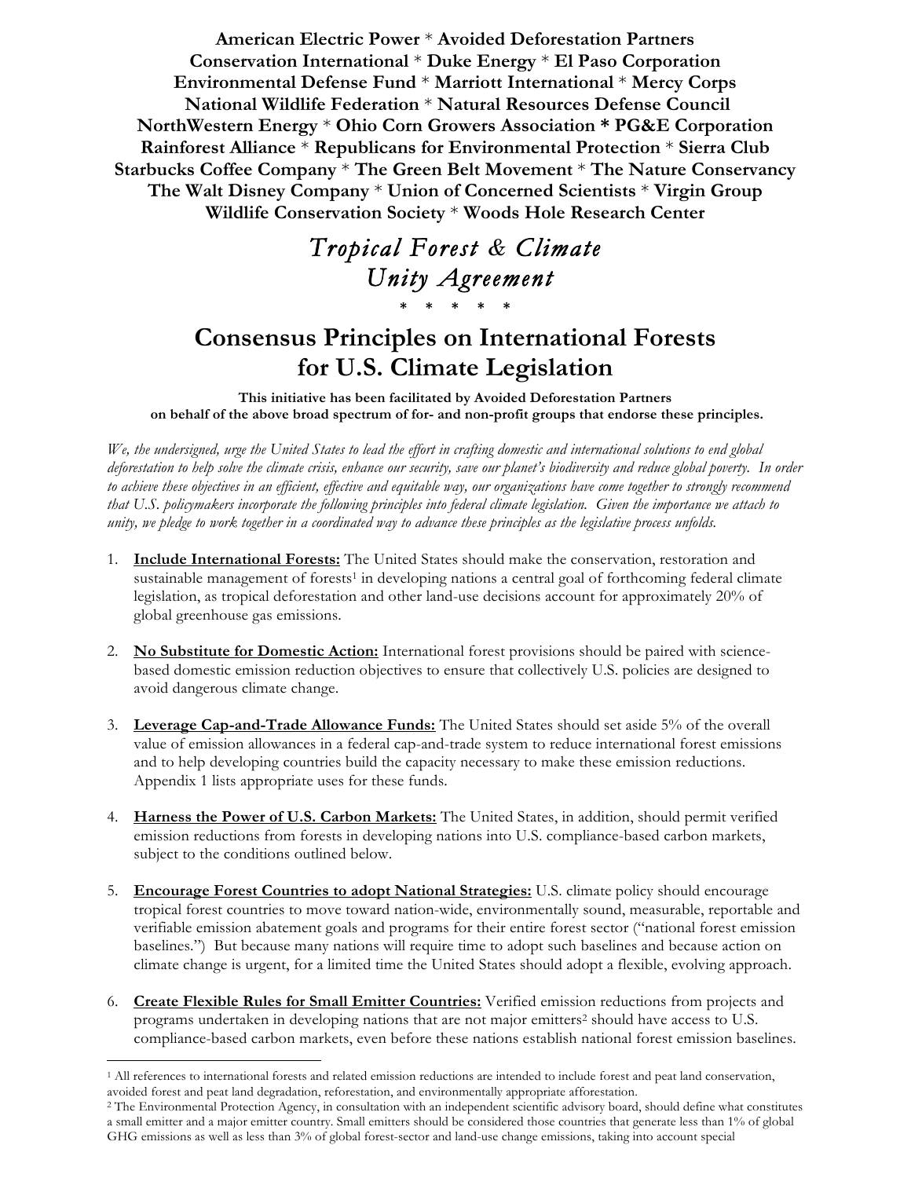**American Electric Power * Avoided Deforestation Partners**
**Conservation International * Duke Energy * El Paso Corporation**
**Environmental Defense Fund * Marriott International * Mercy Corps**
**National Wildlife Federation * Natural Resources Defense Council**
**NorthWestern Energy * Ohio Corn Growers Association * PG&E Corporation**
**Rainforest Alliance * Republicans for Environmental Protection * Sierra Club**
**Starbucks Coffee Company * The Green Belt Movement * The Nature Conservancy**
**The Walt Disney Company * Union of Concerned Scientists * Virgin Group**
**Wildlife Conservation Society * Woods Hole Research Center**

# *Tropical Forest & Climate Unity Agreement*

\* \* \* \* \*

# Consensus Principles on International Forests for U.S. Climate Legislation

**This initiative has been facilitated by Avoided Deforestation Partners on behalf of the above broad spectrum of for- and non-profit groups that endorse these principles.**

*We, the undersigned, urge the United States to lead the effort in crafting domestic and international solutions to end global deforestation to help solve the climate crisis, enhance our security, save our planet's biodiversity and reduce global poverty. In order to achieve these objectives in an efficient, effective and equitable way, our organizations have come together to strongly recommend that U.S. policymakers incorporate the following principles into federal climate legislation. Given the importance we attach to unity, we pledge to work together in a coordinated way to advance these principles as the legislative process unfolds.*

1. **Include International Forests:** The United States should make the conservation, restoration and sustainable management of forests[1] in developing nations a central goal of forthcoming federal climate legislation, as tropical deforestation and other land-use decisions account for approximately 20% of global greenhouse gas emissions.

2. **No Substitute for Domestic Action:** International forest provisions should be paired with science-based domestic emission reduction objectives to ensure that collectively U.S. policies are designed to avoid dangerous climate change.

3. **Leverage Cap-and-Trade Allowance Funds:** The United States should set aside 5% of the overall value of emission allowances in a federal cap-and-trade system to reduce international forest emissions and to help developing countries build the capacity necessary to make these emission reductions. Appendix 1 lists appropriate uses for these funds.

4. **Harness the Power of U.S. Carbon Markets:** The United States, in addition, should permit verified emission reductions from forests in developing nations into U.S. compliance-based carbon markets, subject to the conditions outlined below.

5. **Encourage Forest Countries to adopt National Strategies:** U.S. climate policy should encourage tropical forest countries to move toward nation-wide, environmentally sound, measurable, reportable and verifiable emission abatement goals and programs for their entire forest sector ("national forest emission baselines.") But because many nations will require time to adopt such baselines and because action on climate change is urgent, for a limited time the United States should adopt a flexible, evolving approach.

6. **Create Flexible Rules for Small Emitter Countries:** Verified emission reductions from projects and programs undertaken in developing nations that are not major emitters[2] should have access to U.S. compliance-based carbon markets, even before these nations establish national forest emission baselines.

---

[1] All references to international forests and related emission reductions are intended to include forest and peat land conservation, avoided forest and peat land degradation, reforestation, and environmentally appropriate afforestation.

[2] The Environmental Protection Agency, in consultation with an independent scientific advisory board, should define what constitutes a small emitter and a major emitter country. Small emitters should be considered those countries that generate less than 1% of global GHG emissions as well as less than 3% of global forest-sector and land-use change emissions, taking into account special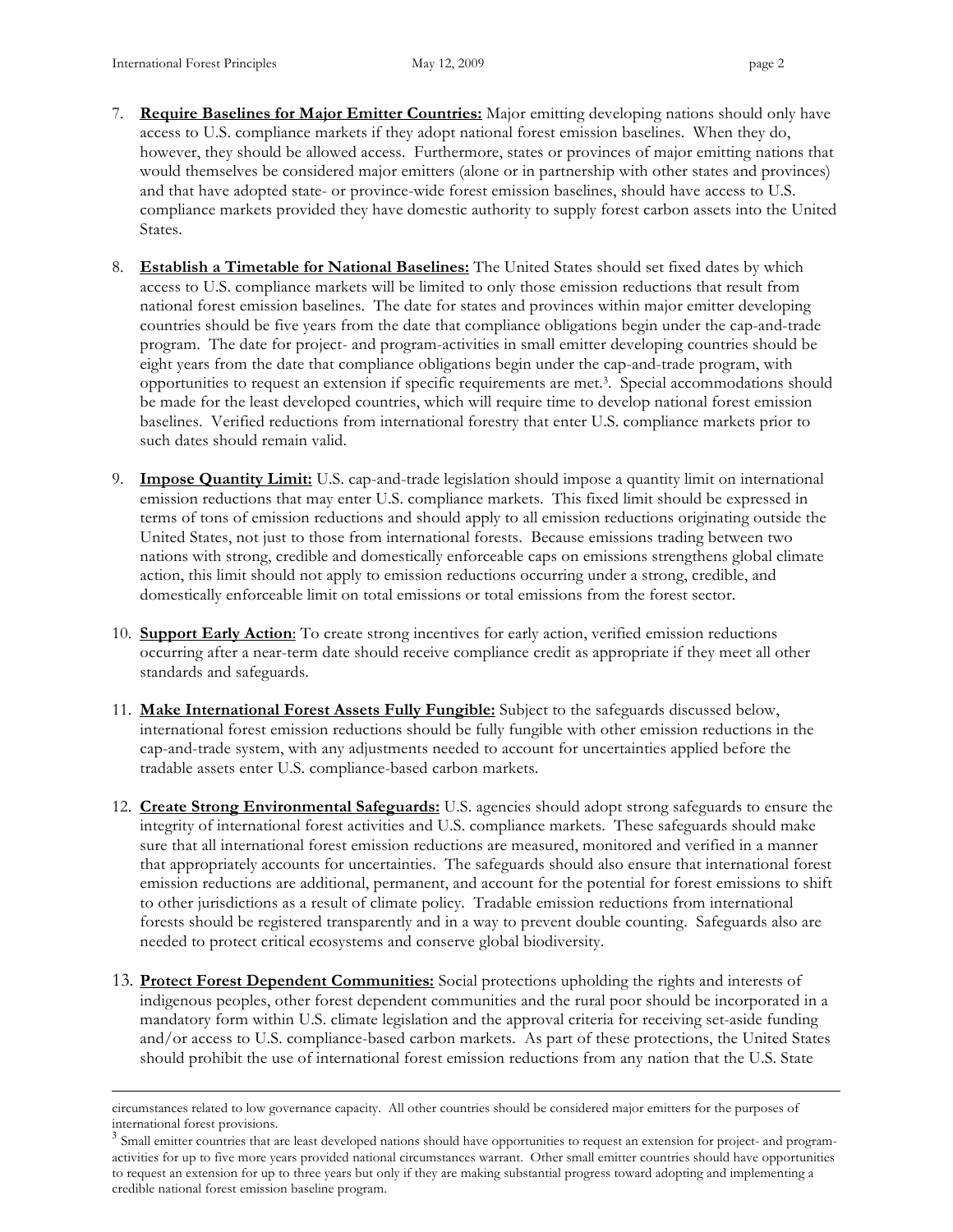7. **Require Baselines for Major Emitter Countries:** Major emitting developing nations should only have access to U.S. compliance markets if they adopt national forest emission baselines. When they do, however, they should be allowed access. Furthermore, states or provinces of major emitting nations that would themselves be considered major emitters (alone or in partnership with other states and provinces) and that have adopted state- or province-wide forest emission baselines, should have access to U.S. compliance markets provided they have domestic authority to supply forest carbon assets into the United States.

8. **Establish a Timetable for National Baselines:** The United States should set fixed dates by which access to U.S. compliance markets will be limited to only those emission reductions that result from national forest emission baselines. The date for states and provinces within major emitter developing countries should be five years from the date that compliance obligations begin under the cap-and-trade program. The date for project- and program-activities in small emitter developing countries should be eight years from the date that compliance obligations begin under the cap-and-trade program, with opportunities to request an extension if specific requirements are met.[3]. Special accommodations should be made for the least developed countries, which will require time to develop national forest emission baselines. Verified reductions from international forestry that enter U.S. compliance markets prior to such dates should remain valid.

9. **Impose Quantity Limit:** U.S. cap-and-trade legislation should impose a quantity limit on international emission reductions that may enter U.S. compliance markets. This fixed limit should be expressed in terms of tons of emission reductions and should apply to all emission reductions originating outside the United States, not just to those from international forests. Because emissions trading between two nations with strong, credible and domestically enforceable caps on emissions strengthens global climate action, this limit should not apply to emission reductions occurring under a strong, credible, and domestically enforceable limit on total emissions or total emissions from the forest sector.

10. **Support Early Action**: To create strong incentives for early action, verified emission reductions occurring after a near-term date should receive compliance credit as appropriate if they meet all other standards and safeguards.

11. **Make International Forest Assets Fully Fungible:** Subject to the safeguards discussed below, international forest emission reductions should be fully fungible with other emission reductions in the cap-and-trade system, with any adjustments needed to account for uncertainties applied before the tradable assets enter U.S. compliance-based carbon markets.

12. **Create Strong Environmental Safeguards:** U.S. agencies should adopt strong safeguards to ensure the integrity of international forest activities and U.S. compliance markets. These safeguards should make sure that all international forest emission reductions are measured, monitored and verified in a manner that appropriately accounts for uncertainties. The safeguards should also ensure that international forest emission reductions are additional, permanent, and account for the potential for forest emissions to shift to other jurisdictions as a result of climate policy. Tradable emission reductions from international forests should be registered transparently and in a way to prevent double counting. Safeguards also are needed to protect critical ecosystems and conserve global biodiversity.

13. **Protect Forest Dependent Communities:** Social protections upholding the rights and interests of indigenous peoples, other forest dependent communities and the rural poor should be incorporated in a mandatory form within U.S. climate legislation and the approval criteria for receiving set-aside funding and/or access to U.S. compliance-based carbon markets. As part of these protections, the United States should prohibit the use of international forest emission reductions from any nation that the U.S. State

---

circumstances related to low governance capacity. All other countries should be considered major emitters for the purposes of international forest provisions.

[3] Small emitter countries that are least developed nations should have opportunities to request an extension for project- and program-activities for up to five more years provided national circumstances warrant. Other small emitter countries should have opportunities to request an extension for up to three years but only if they are making substantial progress toward adopting and implementing a credible national forest emission baseline program.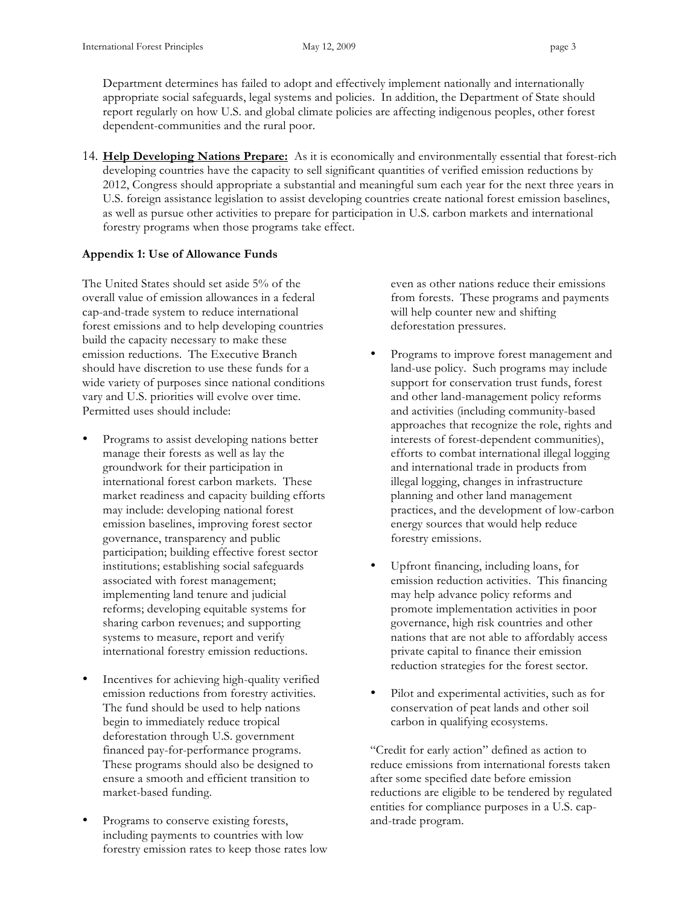Department determines has failed to adopt and effectively implement nationally and internationally appropriate social safeguards, legal systems and policies. In addition, the Department of State should report regularly on how U.S. and global climate policies are affecting indigenous peoples, other forest dependent-communities and the rural poor.

14. **<u>Help Developing Nations Prepare:</u>** As it is economically and environmentally essential that forest-rich developing countries have the capacity to sell significant quantities of verified emission reductions by 2012, Congress should appropriate a substantial and meaningful sum each year for the next three years in U.S. foreign assistance legislation to assist developing countries create national forest emission baselines, as well as pursue other activities to prepare for participation in U.S. carbon markets and international forestry programs when those programs take effect.

**Appendix 1: Use of Allowance Funds**

The United States should set aside 5% of the overall value of emission allowances in a federal cap-and-trade system to reduce international forest emissions and to help developing countries build the capacity necessary to make these emission reductions. The Executive Branch should have discretion to use these funds for a wide variety of purposes since national conditions vary and U.S. priorities will evolve over time. Permitted uses should include:

- Programs to assist developing nations better manage their forests as well as lay the groundwork for their participation in international forest carbon markets. These market readiness and capacity building efforts may include: developing national forest emission baselines, improving forest sector governance, transparency and public participation; building effective forest sector institutions; establishing social safeguards associated with forest management; implementing land tenure and judicial reforms; developing equitable systems for sharing carbon revenues; and supporting systems to measure, report and verify international forestry emission reductions.

- Incentives for achieving high-quality verified emission reductions from forestry activities. The fund should be used to help nations begin to immediately reduce tropical deforestation through U.S. government financed pay-for-performance programs. These programs should also be designed to ensure a smooth and efficient transition to market-based funding.

- Programs to conserve existing forests, including payments to countries with low forestry emission rates to keep those rates low even as other nations reduce their emissions from forests. These programs and payments will help counter new and shifting deforestation pressures.

- Programs to improve forest management and land-use policy. Such programs may include support for conservation trust funds, forest and other land-management policy reforms and activities (including community-based approaches that recognize the role, rights and interests of forest-dependent communities), efforts to combat international illegal logging and international trade in products from illegal logging, changes in infrastructure planning and other land management practices, and the development of low-carbon energy sources that would help reduce forestry emissions.

- Upfront financing, including loans, for emission reduction activities. This financing may help advance policy reforms and promote implementation activities in poor governance, high risk countries and other nations that are not able to affordably access private capital to finance their emission reduction strategies for the forest sector.

- Pilot and experimental activities, such as for conservation of peat lands and other soil carbon in qualifying ecosystems.

"Credit for early action" defined as action to reduce emissions from international forests taken after some specified date before emission reductions are eligible to be tendered by regulated entities for compliance purposes in a U.S. cap-and-trade program.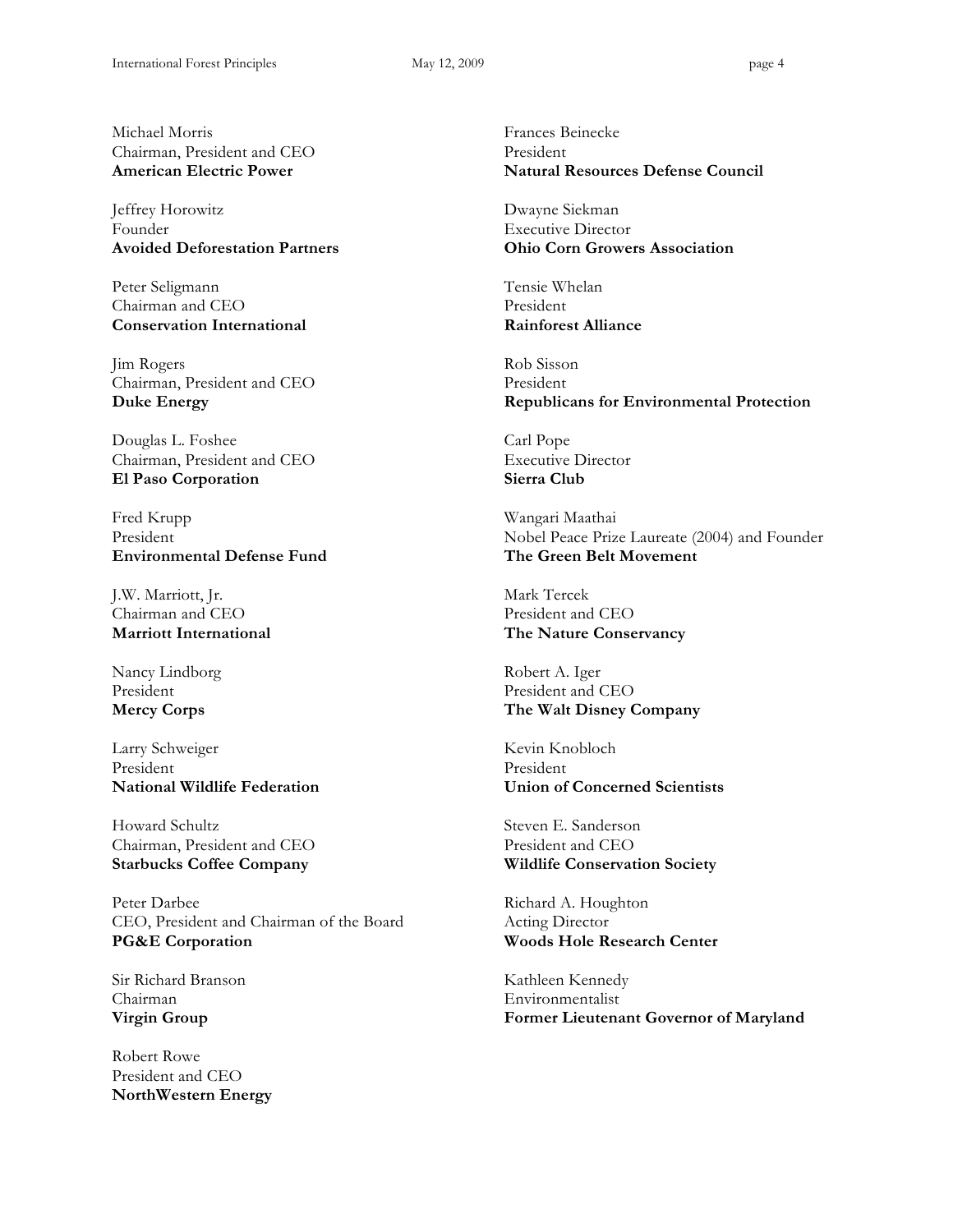Michael Morris  
Chairman, President and CEO  
**American Electric Power**

Jeffrey Horowitz  
Founder  
**Avoided Deforestation Partners**

Peter Seligmann  
Chairman and CEO  
**Conservation International**

Jim Rogers  
Chairman, President and CEO  
**Duke Energy**

Douglas L. Foshee  
Chairman, President and CEO  
**El Paso Corporation**

Fred Krupp  
President  
**Environmental Defense Fund**

J.W. Marriott, Jr.  
Chairman and CEO  
**Marriott International**

Nancy Lindborg  
President  
**Mercy Corps**

Larry Schweiger  
President  
**National Wildlife Federation**

Howard Schultz  
Chairman, President and CEO  
**Starbucks Coffee Company**

Peter Darbee  
CEO, President and Chairman of the Board  
**PG&E Corporation**

Sir Richard Branson  
Chairman  
**Virgin Group**

Robert Rowe  
President and CEO  
**NorthWestern Energy**

Frances Beinecke  
President  
**Natural Resources Defense Council**

Dwayne Siekman  
Executive Director  
**Ohio Corn Growers Association**

Tensie Whelan  
President  
**Rainforest Alliance**

Rob Sisson  
President  
**Republicans for Environmental Protection**

Carl Pope  
Executive Director  
**Sierra Club**

Wangari Maathai  
Nobel Peace Prize Laureate (2004) and Founder  
**The Green Belt Movement**

Mark Tercek  
President and CEO  
**The Nature Conservancy**

Robert A. Iger  
President and CEO  
**The Walt Disney Company**

Kevin Knobloch  
President  
**Union of Concerned Scientists**

Steven E. Sanderson  
President and CEO  
**Wildlife Conservation Society**

Richard A. Houghton  
Acting Director  
**Woods Hole Research Center**

Kathleen Kennedy  
Environmentalist  
**Former Lieutenant Governor of Maryland**